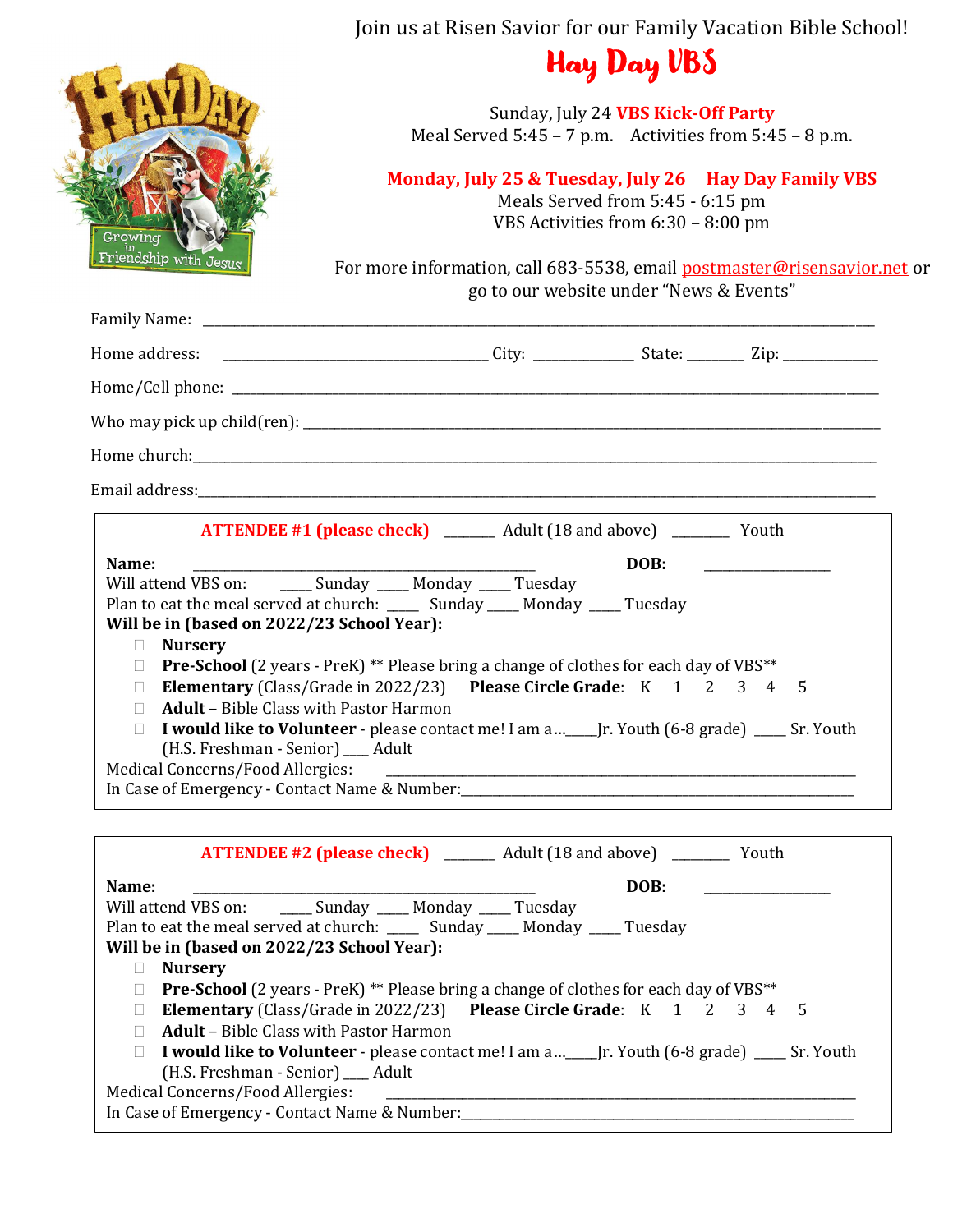Join us at Risen Savior for our Family Vacation Bible School!

# Hay Day VBS

Sunday, July 24 **VBS Kick-Off Party**
Meal Served 5:45 – 7 p.m. Activities from 5:45 – 8 p.m.

**Monday, July 25 & Tuesday, July 26 Hay Day Family VBS**
Meals Served from 5:45 - 6:15 pm
VBS Activities from 6:30 – 8:00 pm

For more information, call 683-5538, email postmaster@risensavior.net or go to our website under "News & Events"

Family Name: ______________________________________________

Home address: ____________________ City: __________ State: ______ Zip: __________

Home/Cell phone: ______________________________________________

Who may pick up child(ren): ______________________________________________

Home church: ______________________________________________

Email address: ______________________________________________

---

**ATTENDEE #1 (please check)** ______ Adult (18 and above) _______ Youth

**Name:** ______________________________ **DOB:** ______________

Will attend VBS on: ____ Sunday ____ Monday ____ Tuesday

Plan to eat the meal served at church: ____ Sunday ____ Monday ____ Tuesday

**Will be in (based on 2022/23 School Year):**

- ☐ **Nursery**
- ☐ **Pre-School** (2 years - PreK) ** Please bring a change of clothes for each day of VBS**
- ☐ **Elementary** (Class/Grade in 2022/23) **Please Circle Grade**: K 1 2 3 4 5
- ☐ **Adult** – Bible Class with Pastor Harmon
- ☐ **I would like to Volunteer** - please contact me! I am a…____Jr. Youth (6-8 grade) ____ Sr. Youth (H.S. Freshman - Senior) ___ Adult

Medical Concerns/Food Allergies: ______________________________________________

In Case of Emergency - Contact Name & Number: ______________________________________________

---

**ATTENDEE #2 (please check)** ______ Adult (18 and above) _______ Youth

**Name:** ______________________________ **DOB:** ______________

Will attend VBS on: ____ Sunday ____ Monday ____ Tuesday

Plan to eat the meal served at church: ____ Sunday ____ Monday ____ Tuesday

**Will be in (based on 2022/23 School Year):**

- ☐ **Nursery**
- ☐ **Pre-School** (2 years - PreK) ** Please bring a change of clothes for each day of VBS**
- ☐ **Elementary** (Class/Grade in 2022/23) **Please Circle Grade**: K 1 2 3 4 5
- ☐ **Adult** – Bible Class with Pastor Harmon
- ☐ **I would like to Volunteer** - please contact me! I am a…____Jr. Youth (6-8 grade) ____ Sr. Youth (H.S. Freshman - Senior) ___ Adult

Medical Concerns/Food Allergies: ______________________________________________

In Case of Emergency - Contact Name & Number: ______________________________________________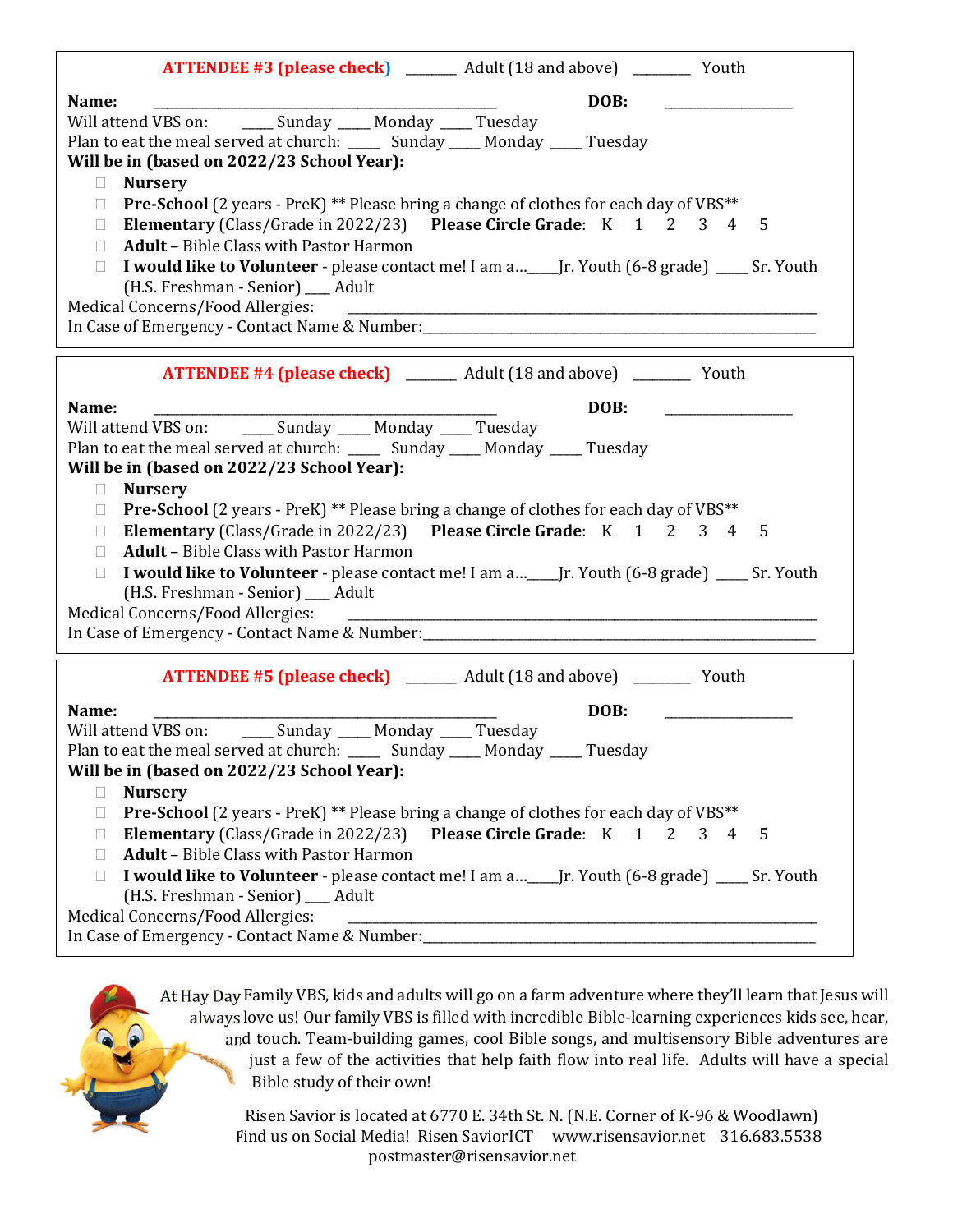**ATTENDEE #3 (please check)** _______ Adult (18 and above) ________ Youth

**Name:** ____________________________________________________ **DOB:** ___________________

Will attend VBS on: _____ Sunday _____ Monday _____ Tuesday

Plan to eat the meal served at church: _____ Sunday _____ Monday _____ Tuesday

**Will be in (based on 2022/23 School Year):**

- ☐ **Nursery**
- ☐ **Pre-School** (2 years - PreK) ** Please bring a change of clothes for each day of VBS**
- ☐ **Elementary** (Class/Grade in 2022/23) **Please Circle Grade**: K 1 2 3 4 5
- ☐ **Adult** – Bible Class with Pastor Harmon
- ☐ **I would like to Volunteer** - please contact me! I am a…_____Jr. Youth (6-8 grade) _____ Sr. Youth (H.S. Freshman - Senior) ____ Adult

Medical Concerns/Food Allergies: ______________________________________________________________________

In Case of Emergency - Contact Name & Number:_____________________________________________________________

**ATTENDEE #4 (please check)** _______ Adult (18 and above) ________ Youth

**Name:** ____________________________________________________ **DOB:** ___________________

Will attend VBS on: _____ Sunday _____ Monday _____ Tuesday

Plan to eat the meal served at church: _____ Sunday _____ Monday _____ Tuesday

**Will be in (based on 2022/23 School Year):**

- ☐ **Nursery**
- ☐ **Pre-School** (2 years - PreK) ** Please bring a change of clothes for each day of VBS**
- ☐ **Elementary** (Class/Grade in 2022/23) **Please Circle Grade**: K 1 2 3 4 5
- ☐ **Adult** – Bible Class with Pastor Harmon
- ☐ **I would like to Volunteer** - please contact me! I am a…_____Jr. Youth (6-8 grade) _____ Sr. Youth (H.S. Freshman - Senior) ____ Adult

Medical Concerns/Food Allergies: ______________________________________________________________________

In Case of Emergency - Contact Name & Number:_____________________________________________________________

**ATTENDEE #5 (please check)** _______ Adult (18 and above) ________ Youth

**Name:** ____________________________________________________ **DOB:** ___________________

Will attend VBS on: _____ Sunday _____ Monday _____ Tuesday

Plan to eat the meal served at church: _____ Sunday _____ Monday _____ Tuesday

**Will be in (based on 2022/23 School Year):**

- ☐ **Nursery**
- ☐ **Pre-School** (2 years - PreK) ** Please bring a change of clothes for each day of VBS**
- ☐ **Elementary** (Class/Grade in 2022/23) **Please Circle Grade**: K 1 2 3 4 5
- ☐ **Adult** – Bible Class with Pastor Harmon
- ☐ **I would like to Volunteer** - please contact me! I am a…_____Jr. Youth (6-8 grade) _____ Sr. Youth (H.S. Freshman - Senior) ____ Adult

Medical Concerns/Food Allergies: ______________________________________________________________________

In Case of Emergency - Contact Name & Number:_____________________________________________________________

At Hay Day Family VBS, kids and adults will go on a farm adventure where they'll learn that Jesus will always love us! Our family VBS is filled with incredible Bible-learning experiences kids see, hear, and touch. Team-building games, cool Bible songs, and multisensory Bible adventures are just a few of the activities that help faith flow into real life. Adults will have a special Bible study of their own!

Risen Savior is located at 6770 E. 34th St. N. (N.E. Corner of K-96 & Woodlawn)
Find us on Social Media! Risen SaviorICT www.risensavior.net 316.683.5538
postmaster@risensavior.net